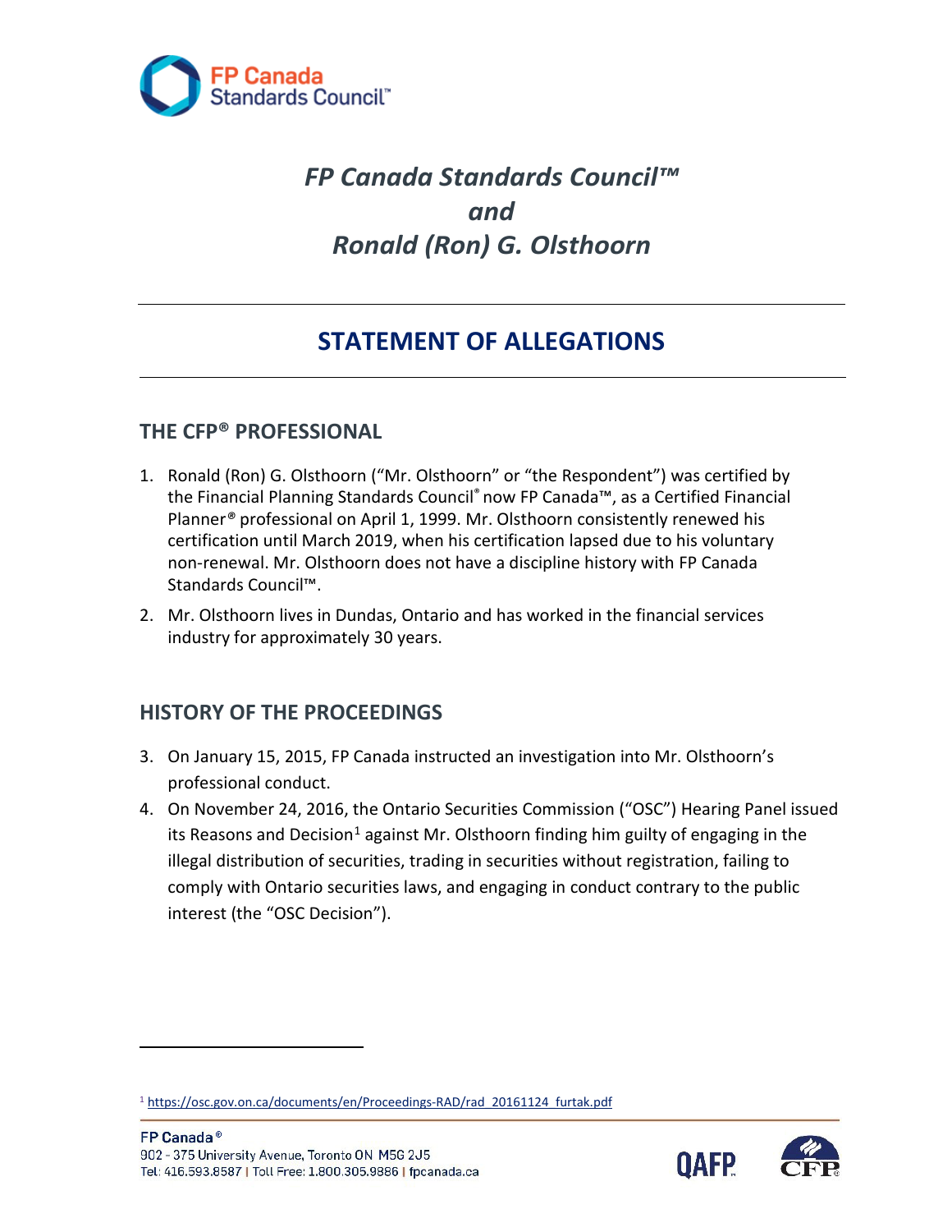# *FP Canada Standards Council™*
# *and*
# *Ronald (Ron) G. Olsthoorn*

---

## STATEMENT OF ALLEGATIONS

---

### THE CFP® PROFESSIONAL

1. Ronald (Ron) G. Olsthoorn ("Mr. Olsthoorn" or "the Respondent") was certified by the Financial Planning Standards Council® now FP Canada™, as a Certified Financial Planner® professional on April 1, 1999. Mr. Olsthoorn consistently renewed his certification until March 2019, when his certification lapsed due to his voluntary non-renewal. Mr. Olsthoorn does not have a discipline history with FP Canada Standards Council™.
2. Mr. Olsthoorn lives in Dundas, Ontario and has worked in the financial services industry for approximately 30 years.

### HISTORY OF THE PROCEEDINGS

3. On January 15, 2015, FP Canada instructed an investigation into Mr. Olsthoorn's professional conduct.
4. On November 24, 2016, the Ontario Securities Commission ("OSC") Hearing Panel issued its Reasons and Decision[1] against Mr. Olsthoorn finding him guilty of engaging in the illegal distribution of securities, trading in securities without registration, failing to comply with Ontario securities laws, and engaging in conduct contrary to the public interest (the "OSC Decision").

---

[1] https://osc.gov.on.ca/documents/en/Proceedings-RAD/rad_20161124_furtak.pdf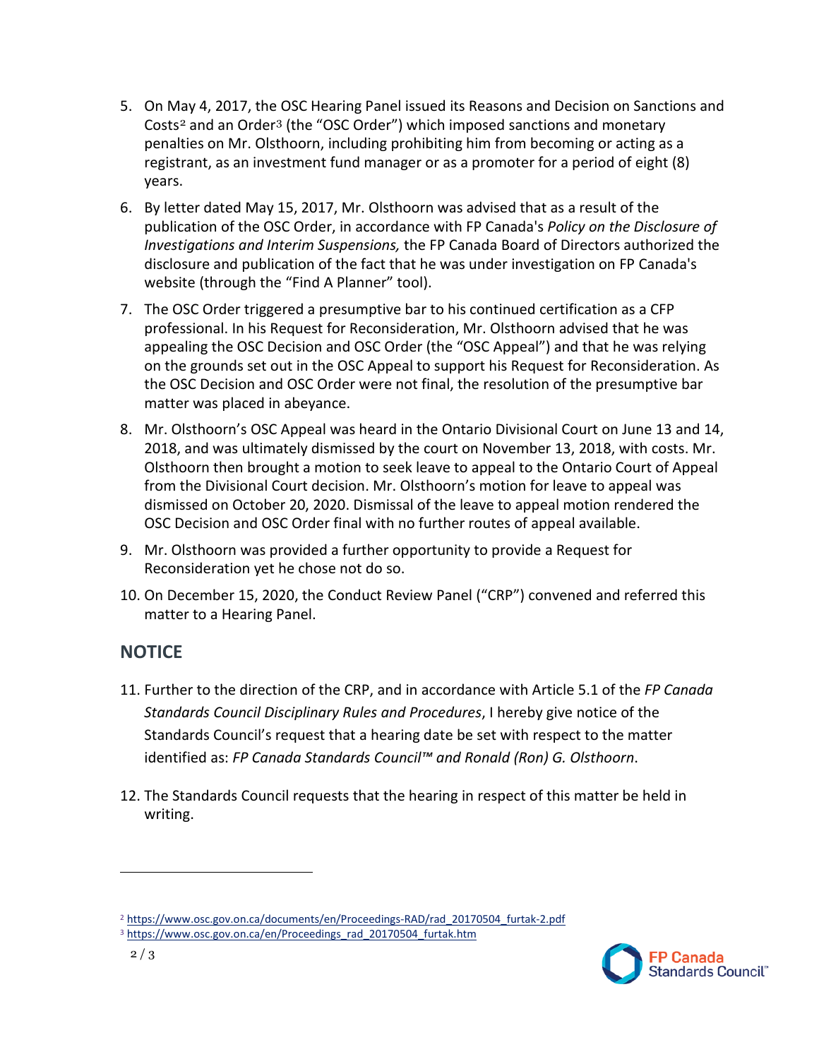5. On May 4, 2017, the OSC Hearing Panel issued its Reasons and Decision on Sanctions and Costs[2] and an Order[3] (the "OSC Order") which imposed sanctions and monetary penalties on Mr. Olsthoorn, including prohibiting him from becoming or acting as a registrant, as an investment fund manager or as a promoter for a period of eight (8) years.

6. By letter dated May 15, 2017, Mr. Olsthoorn was advised that as a result of the publication of the OSC Order, in accordance with FP Canada's *Policy on the Disclosure of Investigations and Interim Suspensions,* the FP Canada Board of Directors authorized the disclosure and publication of the fact that he was under investigation on FP Canada's website (through the "Find A Planner" tool).

7. The OSC Order triggered a presumptive bar to his continued certification as a CFP professional. In his Request for Reconsideration, Mr. Olsthoorn advised that he was appealing the OSC Decision and OSC Order (the "OSC Appeal") and that he was relying on the grounds set out in the OSC Appeal to support his Request for Reconsideration. As the OSC Decision and OSC Order were not final, the resolution of the presumptive bar matter was placed in abeyance.

8. Mr. Olsthoorn's OSC Appeal was heard in the Ontario Divisional Court on June 13 and 14, 2018, and was ultimately dismissed by the court on November 13, 2018, with costs. Mr. Olsthoorn then brought a motion to seek leave to appeal to the Ontario Court of Appeal from the Divisional Court decision. Mr. Olsthoorn's motion for leave to appeal was dismissed on October 20, 2020. Dismissal of the leave to appeal motion rendered the OSC Decision and OSC Order final with no further routes of appeal available.

9. Mr. Olsthoorn was provided a further opportunity to provide a Request for Reconsideration yet he chose not do so.

10. On December 15, 2020, the Conduct Review Panel ("CRP") convened and referred this matter to a Hearing Panel.

## NOTICE

11. Further to the direction of the CRP, and in accordance with Article 5.1 of the *FP Canada Standards Council Disciplinary Rules and Procedures*, I hereby give notice of the Standards Council's request that a hearing date be set with respect to the matter identified as: *FP Canada Standards Council™ and Ronald (Ron) G. Olsthoorn*.

12. The Standards Council requests that the hearing in respect of this matter be held in writing.

---

[2] https://www.osc.gov.on.ca/documents/en/Proceedings-RAD/rad_20170504_furtak-2.pdf

[3] https://www.osc.gov.on.ca/en/Proceedings_rad_20170504_furtak.htm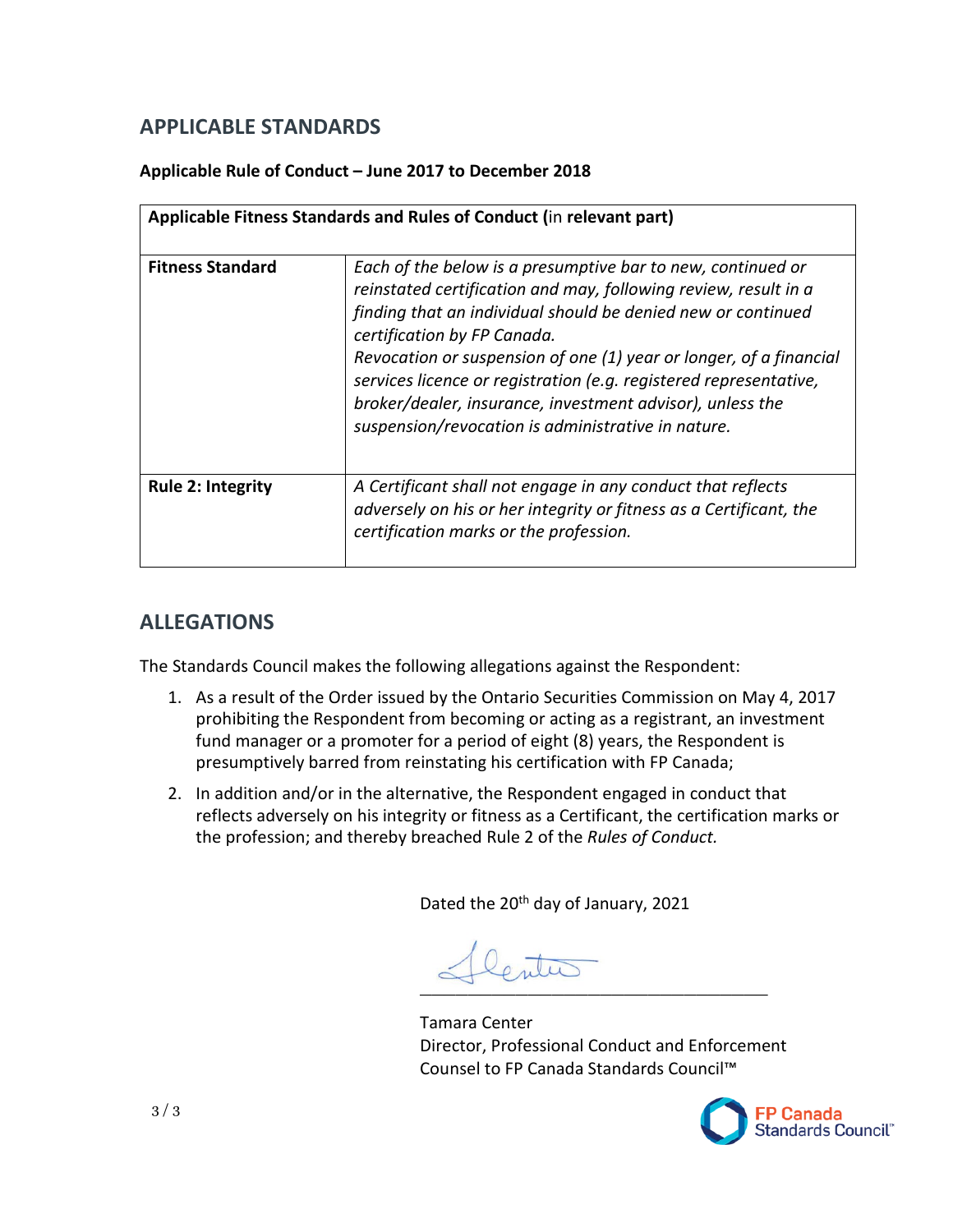## APPLICABLE STANDARDS

**Applicable Rule of Conduct – June 2017 to December 2018**

| **Applicable Fitness Standards and Rules of Conduct (**in **relevant part)** | |
|---|---|
| **Fitness Standard** | *Each of the below is a presumptive bar to new, continued or reinstated certification and may, following review, result in a finding that an individual should be denied new or continued certification by FP Canada.*<br>*Revocation or suspension of one (1) year or longer, of a financial services licence or registration (e.g. registered representative, broker/dealer, insurance, investment advisor), unless the suspension/revocation is administrative in nature.* |
| **Rule 2: Integrity** | *A Certificant shall not engage in any conduct that reflects adversely on his or her integrity or fitness as a Certificant, the certification marks or the profession.* |

## ALLEGATIONS

The Standards Council makes the following allegations against the Respondent:

1. As a result of the Order issued by the Ontario Securities Commission on May 4, 2017 prohibiting the Respondent from becoming or acting as a registrant, an investment fund manager or a promoter for a period of eight (8) years, the Respondent is presumptively barred from reinstating his certification with FP Canada;
2. In addition and/or in the alternative, the Respondent engaged in conduct that reflects adversely on his integrity or fitness as a Certificant, the certification marks or the profession; and thereby breached Rule 2 of the *Rules of Conduct.*

Dated the 20th day of January, 2021

_______________________________

Tamara Center
Director, Professional Conduct and Enforcement
Counsel to FP Canada Standards Council™